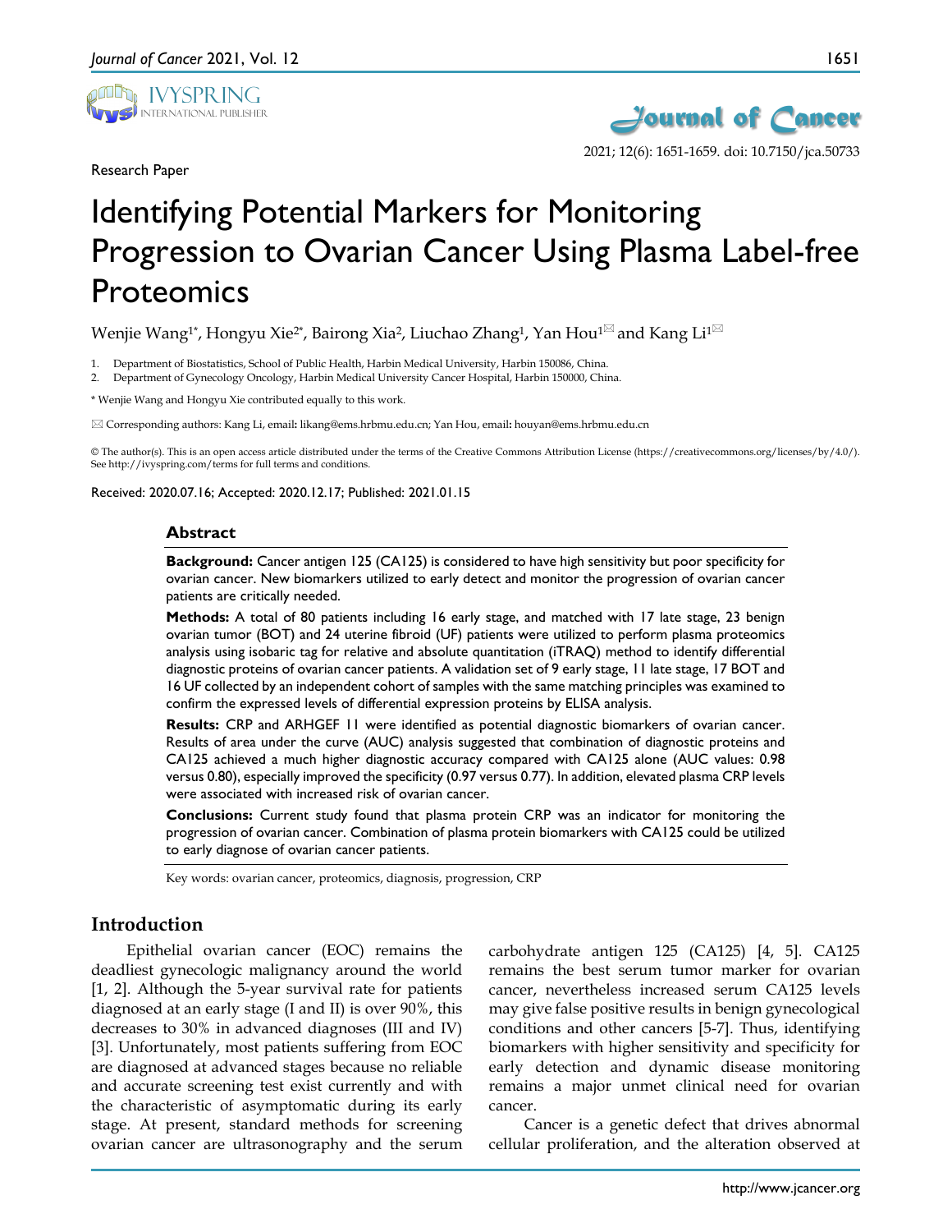Research Paper

# Identifying Potential Markers for Monitoring Progression to Ovarian Cancer Using Plasma Label-free Proteomics

Wenjie Wang[1*], Hongyu Xie[2*], Bairong Xia[2], Liuchao Zhang[1], Yan Hou[1] and Kang Li[1]

1. Department of Biostatistics, School of Public Health, Harbin Medical University, Harbin 150086, China.
2. Department of Gynecology Oncology, Harbin Medical University Cancer Hospital, Harbin 150000, China.

\* Wenjie Wang and Hongyu Xie contributed equally to this work.

Corresponding authors: Kang Li, email: likang@ems.hrbmu.edu.cn; Yan Hou, email: houyan@ems.hrbmu.edu.cn

© The author(s). This is an open access article distributed under the terms of the Creative Commons Attribution License (https://creativecommons.org/licenses/by/4.0/). See http://ivyspring.com/terms for full terms and conditions.

Received: 2020.07.16; Accepted: 2020.12.17; Published: 2021.01.15

## Abstract

**Background:** Cancer antigen 125 (CA125) is considered to have high sensitivity but poor specificity for ovarian cancer. New biomarkers utilized to early detect and monitor the progression of ovarian cancer patients are critically needed.

**Methods:** A total of 80 patients including 16 early stage, and matched with 17 late stage, 23 benign ovarian tumor (BOT) and 24 uterine fibroid (UF) patients were utilized to perform plasma proteomics analysis using isobaric tag for relative and absolute quantitation (iTRAQ) method to identify differential diagnostic proteins of ovarian cancer patients. A validation set of 9 early stage, 11 late stage, 17 BOT and 16 UF collected by an independent cohort of samples with the same matching principles was examined to confirm the expressed levels of differential expression proteins by ELISA analysis.

**Results:** CRP and ARHGEF 11 were identified as potential diagnostic biomarkers of ovarian cancer. Results of area under the curve (AUC) analysis suggested that combination of diagnostic proteins and CA125 achieved a much higher diagnostic accuracy compared with CA125 alone (AUC values: 0.98 versus 0.80), especially improved the specificity (0.97 versus 0.77). In addition, elevated plasma CRP levels were associated with increased risk of ovarian cancer.

**Conclusions:** Current study found that plasma protein CRP was an indicator for monitoring the progression of ovarian cancer. Combination of plasma protein biomarkers with CA125 could be utilized to early diagnose of ovarian cancer patients.

Key words: ovarian cancer, proteomics, diagnosis, progression, CRP

## Introduction

Epithelial ovarian cancer (EOC) remains the deadliest gynecologic malignancy around the world [1, 2]. Although the 5-year survival rate for patients diagnosed at an early stage (I and II) is over 90%, this decreases to 30% in advanced diagnoses (III and IV) [3]. Unfortunately, most patients suffering from EOC are diagnosed at advanced stages because no reliable and accurate screening test exist currently and with the characteristic of asymptomatic during its early stage. At present, standard methods for screening ovarian cancer are ultrasonography and the serum carbohydrate antigen 125 (CA125) [4, 5]. CA125 remains the best serum tumor marker for ovarian cancer, nevertheless increased serum CA125 levels may give false positive results in benign gynecological conditions and other cancers [5-7]. Thus, identifying biomarkers with higher sensitivity and specificity for early detection and dynamic disease monitoring remains a major unmet clinical need for ovarian cancer.

Cancer is a genetic defect that drives abnormal cellular proliferation, and the alteration observed at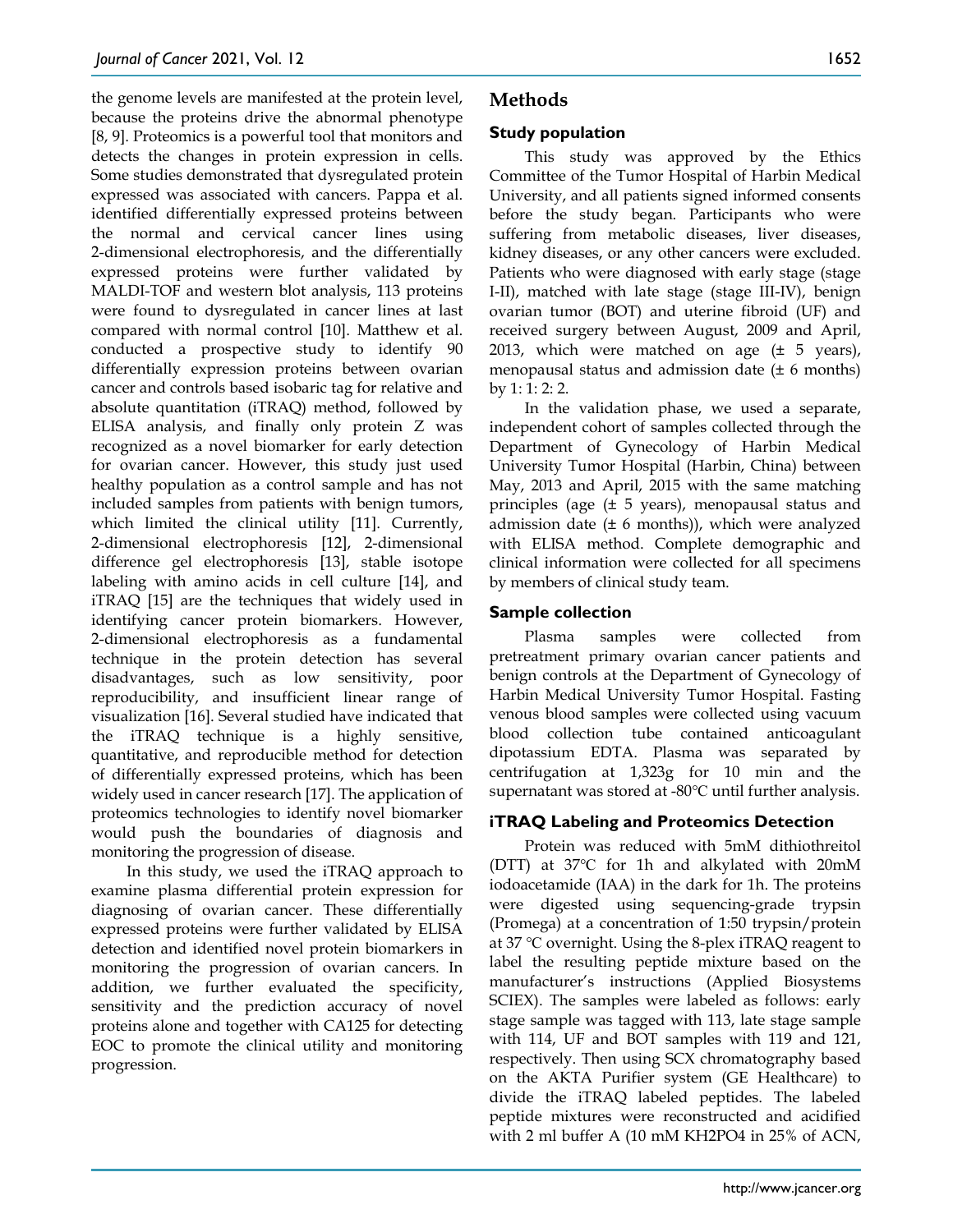the genome levels are manifested at the protein level, because the proteins drive the abnormal phenotype [8, 9]. Proteomics is a powerful tool that monitors and detects the changes in protein expression in cells. Some studies demonstrated that dysregulated protein expressed was associated with cancers. Pappa et al. identified differentially expressed proteins between the normal and cervical cancer lines using 2-dimensional electrophoresis, and the differentially expressed proteins were further validated by MALDI-TOF and western blot analysis, 113 proteins were found to dysregulated in cancer lines at last compared with normal control [10]. Matthew et al. conducted a prospective study to identify 90 differentially expression proteins between ovarian cancer and controls based isobaric tag for relative and absolute quantitation (iTRAQ) method, followed by ELISA analysis, and finally only protein Z was recognized as a novel biomarker for early detection for ovarian cancer. However, this study just used healthy population as a control sample and has not included samples from patients with benign tumors, which limited the clinical utility [11]. Currently, 2-dimensional electrophoresis [12], 2-dimensional difference gel electrophoresis [13], stable isotope labeling with amino acids in cell culture [14], and iTRAQ [15] are the techniques that widely used in identifying cancer protein biomarkers. However, 2-dimensional electrophoresis as a fundamental technique in the protein detection has several disadvantages, such as low sensitivity, poor reproducibility, and insufficient linear range of visualization [16]. Several studied have indicated that the iTRAQ technique is a highly sensitive, quantitative, and reproducible method for detection of differentially expressed proteins, which has been widely used in cancer research [17]. The application of proteomics technologies to identify novel biomarker would push the boundaries of diagnosis and monitoring the progression of disease.

In this study, we used the iTRAQ approach to examine plasma differential protein expression for diagnosing of ovarian cancer. These differentially expressed proteins were further validated by ELISA detection and identified novel protein biomarkers in monitoring the progression of ovarian cancers. In addition, we further evaluated the specificity, sensitivity and the prediction accuracy of novel proteins alone and together with CA125 for detecting EOC to promote the clinical utility and monitoring progression.

## Methods

### Study population

This study was approved by the Ethics Committee of the Tumor Hospital of Harbin Medical University, and all patients signed informed consents before the study began. Participants who were suffering from metabolic diseases, liver diseases, kidney diseases, or any other cancers were excluded. Patients who were diagnosed with early stage (stage I-II), matched with late stage (stage III-IV), benign ovarian tumor (BOT) and uterine fibroid (UF) and received surgery between August, 2009 and April, 2013, which were matched on age (± 5 years), menopausal status and admission date (± 6 months) by 1: 1: 2: 2.

In the validation phase, we used a separate, independent cohort of samples collected through the Department of Gynecology of Harbin Medical University Tumor Hospital (Harbin, China) between May, 2013 and April, 2015 with the same matching principles (age (± 5 years), menopausal status and admission date (± 6 months)), which were analyzed with ELISA method. Complete demographic and clinical information were collected for all specimens by members of clinical study team.

### Sample collection

Plasma samples were collected from pretreatment primary ovarian cancer patients and benign controls at the Department of Gynecology of Harbin Medical University Tumor Hospital. Fasting venous blood samples were collected using vacuum blood collection tube contained anticoagulant dipotassium EDTA. Plasma was separated by centrifugation at 1,323g for 10 min and the supernatant was stored at -80°C until further analysis.

### iTRAQ Labeling and Proteomics Detection

Protein was reduced with 5mM dithiothreitol (DTT) at 37°C for 1h and alkylated with 20mM iodoacetamide (IAA) in the dark for 1h. The proteins were digested using sequencing-grade trypsin (Promega) at a concentration of 1:50 trypsin/protein at 37 °C overnight. Using the 8-plex iTRAQ reagent to label the resulting peptide mixture based on the manufacturer's instructions (Applied Biosystems SCIEX). The samples were labeled as follows: early stage sample was tagged with 113, late stage sample with 114, UF and BOT samples with 119 and 121, respectively. Then using SCX chromatography based on the AKTA Purifier system (GE Healthcare) to divide the iTRAQ labeled peptides. The labeled peptide mixtures were reconstructed and acidified with 2 ml buffer A (10 mM $KH_2PO_4$ in 25% of ACN,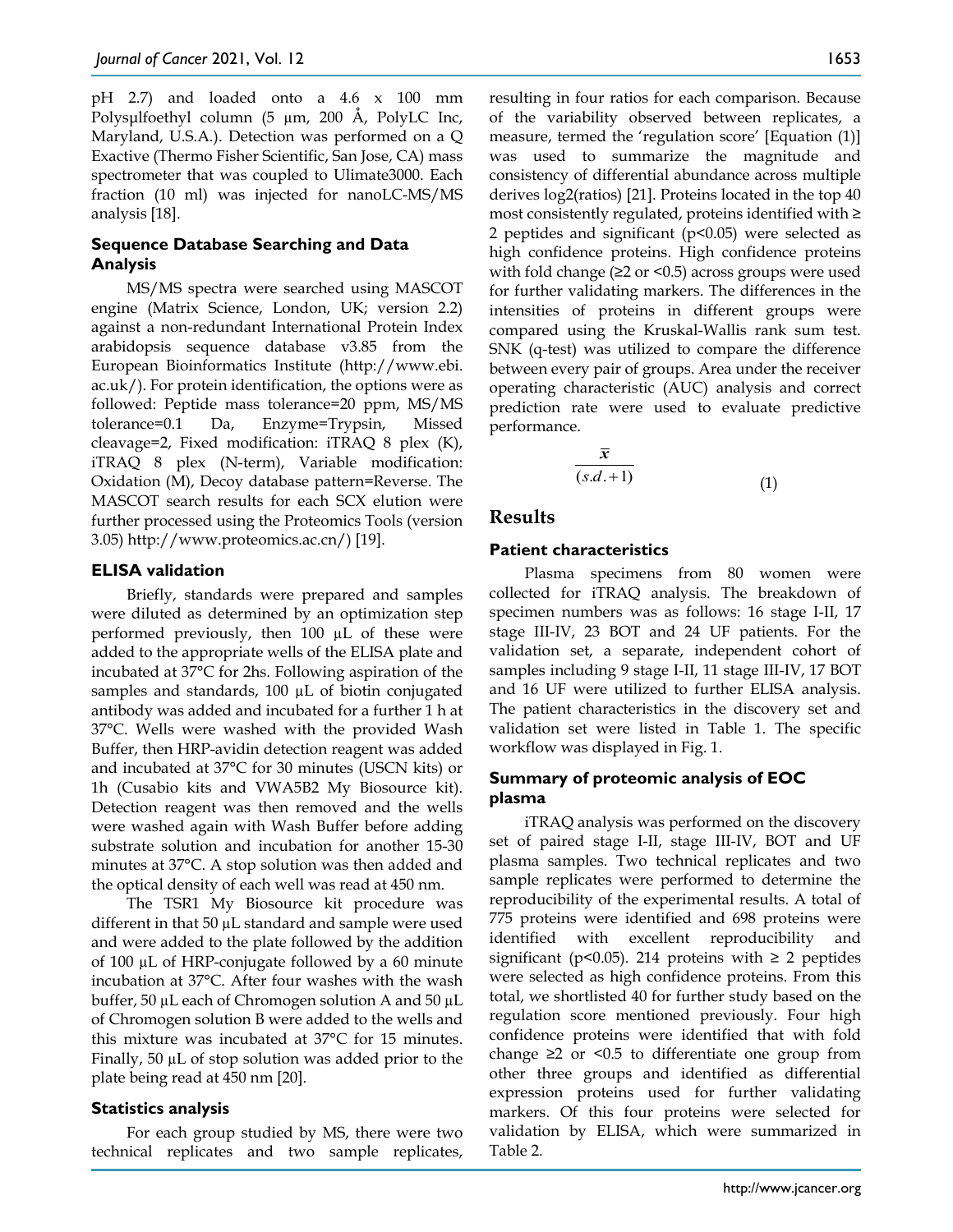pH 2.7) and loaded onto a 4.6 x 100 mm Polysµlfoethyl column (5 µm, 200 Å, PolyLC Inc, Maryland, U.S.A.). Detection was performed on a Q Exactive (Thermo Fisher Scientific, San Jose, CA) mass spectrometer that was coupled to Ulimate3000. Each fraction (10 ml) was injected for nanoLC-MS/MS analysis [18].

### Sequence Database Searching and Data Analysis

MS/MS spectra were searched using MASCOT engine (Matrix Science, London, UK; version 2.2) against a non-redundant International Protein Index arabidopsis sequence database v3.85 from the European Bioinformatics Institute (http://www.ebi.ac.uk/). For protein identification, the options were as followed: Peptide mass tolerance=20 ppm, MS/MS tolerance=0.1 Da, Enzyme=Trypsin, Missed cleavage=2, Fixed modification: iTRAQ 8 plex (K), iTRAQ 8 plex (N-term), Variable modification: Oxidation (M), Decoy database pattern=Reverse. The MASCOT search results for each SCX elution were further processed using the Proteomics Tools (version 3.05) http://www.proteomics.ac.cn/) [19].

### ELISA validation

Briefly, standards were prepared and samples were diluted as determined by an optimization step performed previously, then 100 µL of these were added to the appropriate wells of the ELISA plate and incubated at 37°C for 2hs. Following aspiration of the samples and standards, 100 µL of biotin conjugated antibody was added and incubated for a further 1 h at 37°C. Wells were washed with the provided Wash Buffer, then HRP-avidin detection reagent was added and incubated at 37°C for 30 minutes (USCN kits) or 1h (Cusabio kits and VWA5B2 My Biosource kit). Detection reagent was then removed and the wells were washed again with Wash Buffer before adding substrate solution and incubation for another 15-30 minutes at 37°C. A stop solution was then added and the optical density of each well was read at 450 nm.

The TSR1 My Biosource kit procedure was different in that 50 µL standard and sample were used and were added to the plate followed by the addition of 100 µL of HRP-conjugate followed by a 60 minute incubation at 37°C. After four washes with the wash buffer, 50 µL each of Chromogen solution A and 50 µL of Chromogen solution B were added to the wells and this mixture was incubated at 37°C for 15 minutes. Finally, 50 µL of stop solution was added prior to the plate being read at 450 nm [20].

### Statistics analysis

For each group studied by MS, there were two technical replicates and two sample replicates, resulting in four ratios for each comparison. Because of the variability observed between replicates, a measure, termed the 'regulation score' [Equation (1)] was used to summarize the magnitude and consistency of differential abundance across multiple derives log2(ratios) [21]. Proteins located in the top 40 most consistently regulated, proteins identified with ≥ 2 peptides and significant ($p<0.05$) were selected as high confidence proteins. High confidence proteins with fold change (≥2 or <0.5) across groups were used for further validating markers. The differences in the intensities of proteins in different groups were compared using the Kruskal-Wallis rank sum test. SNK (q-test) was utilized to compare the difference between every pair of groups. Area under the receiver operating characteristic (AUC) analysis and correct prediction rate were used to evaluate predictive performance.

$$\frac{\bar{x}}{(s.d.+1)} \tag{1}$$

## Results

### Patient characteristics

Plasma specimens from 80 women were collected for iTRAQ analysis. The breakdown of specimen numbers was as follows: 16 stage I-II, 17 stage III-IV, 23 BOT and 24 UF patients. For the validation set, a separate, independent cohort of samples including 9 stage I-II, 11 stage III-IV, 17 BOT and 16 UF were utilized to further ELISA analysis. The patient characteristics in the discovery set and validation set were listed in Table 1. The specific workflow was displayed in Fig. 1.

### Summary of proteomic analysis of EOC plasma

iTRAQ analysis was performed on the discovery set of paired stage I-II, stage III-IV, BOT and UF plasma samples. Two technical replicates and two sample replicates were performed to determine the reproducibility of the experimental results. A total of 775 proteins were identified and 698 proteins were identified with excellent reproducibility and significant ($p<0.05$). 214 proteins with ≥ 2 peptides were selected as high confidence proteins. From this total, we shortlisted 40 for further study based on the regulation score mentioned previously. Four high confidence proteins were identified that with fold change ≥2 or <0.5 to differentiate one group from other three groups and identified as differential expression proteins used for further validating markers. Of this four proteins were selected for validation by ELISA, which were summarized in Table 2.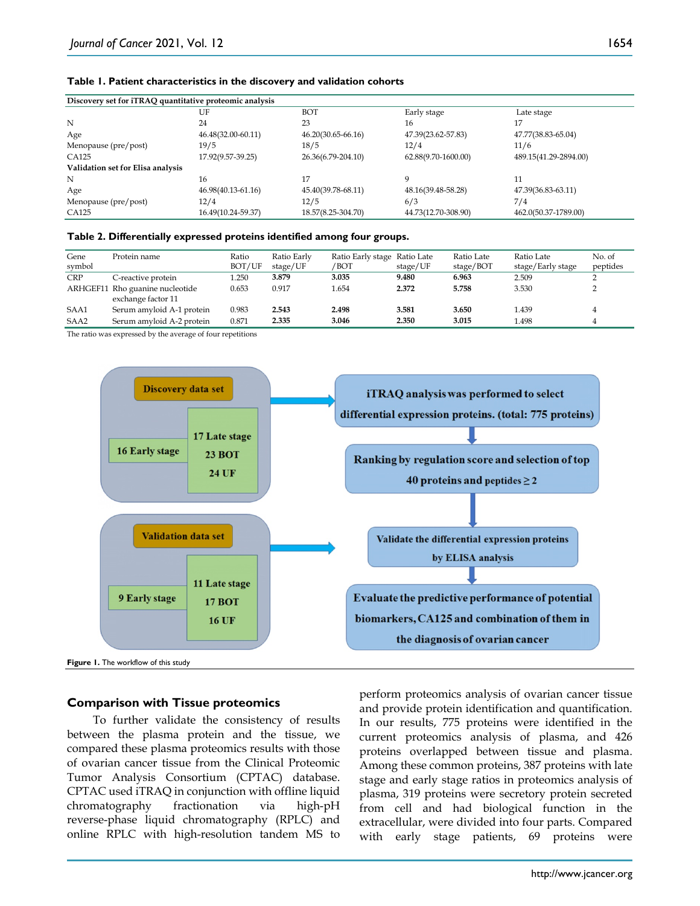**Table 1. Patient characteristics in the discovery and validation cohorts**

| | UF | BOT | Early stage | Late stage |
|---|---|---|---|---|
| **Discovery set for iTRAQ quantitative proteomic analysis** | | | | |
| N | 24 | 23 | 16 | 17 |
| Age | 46.48(32.00-60.11) | 46.20(30.65-66.16) | 47.39(23.62-57.83) | 47.77(38.83-65.04) |
| Menopause (pre/post) | 19/5 | 18/5 | 12/4 | 11/6 |
| CA125 | 17.92(9.57-39.25) | 26.36(6.79-204.10) | 62.88(9.70-1600.00) | 489.15(41.29-2894.00) |
| **Validation set for Elisa analysis** | | | | |
| N | 16 | 17 | 9 | 11 |
| Age | 46.98(40.13-61.16) | 45.40(39.78-68.11) | 48.16(39.48-58.28) | 47.39(36.83-63.11) |
| Menopause (pre/post) | 12/4 | 12/5 | 6/3 | 7/4 |
| CA125 | 16.49(10.24-59.37) | 18.57(8.25-304.70) | 44.73(12.70-308.90) | 462.0(50.37-1789.00) |

**Table 2. Differentially expressed proteins identified among four groups.**

| Gene symbol | Protein name | Ratio BOT/UF | Ratio Early stage/UF | Ratio Early stage /BOT | Ratio Late stage/UF | Ratio Late stage/BOT | Ratio Late stage/Early stage | No. of peptides |
|---|---|---|---|---|---|---|---|---|
| CRP | C-reactive protein | 1.250 | **3.879** | **3.035** | **9.480** | **6.963** | 2.509 | 2 |
| ARHGEF11 | Rho guanine nucleotide exchange factor 11 | 0.653 | 0.917 | 1.654 | **2.372** | **5.758** | 3.530 | 2 |
| SAA1 | Serum amyloid A-1 protein | 0.983 | **2.543** | **2.498** | **3.581** | **3.650** | 1.439 | 4 |
| SAA2 | Serum amyloid A-2 protein | 0.871 | **2.335** | **3.046** | **2.350** | **3.015** | 1.498 | 4 |

The ratio was expressed by the average of four repetitions

Discovery data set: 16 Early stage; 17 Late stage, 23 BOT, 24 UF → iTRAQ analysis was performed to select differential expression proteins. (total: 775 proteins) → Ranking by regulation score and selection of top 40 proteins and peptides ≥ 2 → Validate the differential expression proteins by ELISA analysis → Evaluate the predictive performance of potential biomarkers, CA125 and combination of them in the diagnosis of ovarian cancer

Validation data set: 9 Early stage; 11 Late stage, 17 BOT, 16 UF → Validate the differential expression proteins by ELISA analysis

**Figure 1.** The workflow of this study

### Comparison with Tissue proteomics

To further validate the consistency of results between the plasma protein and the tissue, we compared these plasma proteomics results with those of ovarian cancer tissue from the Clinical Proteomic Tumor Analysis Consortium (CPTAC) database. CPTAC used iTRAQ in conjunction with offline liquid chromatography fractionation via high-pH reverse-phase liquid chromatography (RPLC) and online RPLC with high-resolution tandem MS to perform proteomics analysis of ovarian cancer tissue and provide protein identification and quantification. In our results, 775 proteins were identified in the current proteomics analysis of plasma, and 426 proteins overlapped between tissue and plasma. Among these common proteins, 387 proteins with late stage and early stage ratios in proteomics analysis of plasma, 319 proteins were secretory protein secreted from cell and had biological function in the extracellular, were divided into four parts. Compared with early stage patients, 69 proteins were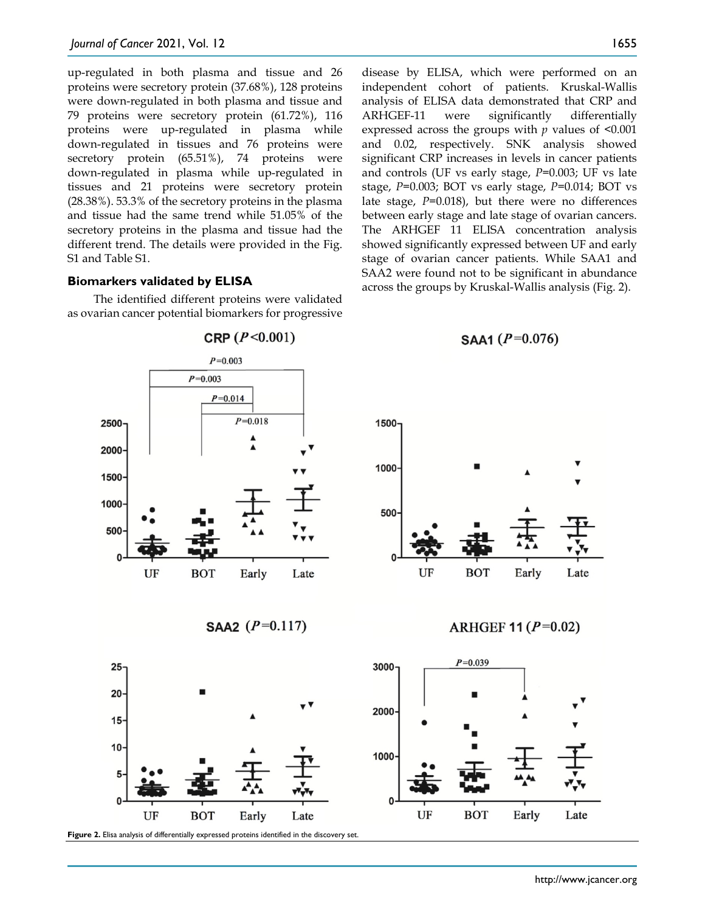up-regulated in both plasma and tissue and 26 proteins were secretory protein (37.68%), 128 proteins were down-regulated in both plasma and tissue and 79 proteins were secretory protein (61.72%), 116 proteins were up-regulated in plasma while down-regulated in tissues and 76 proteins were secretory protein (65.51%), 74 proteins were down-regulated in plasma while up-regulated in tissues and 21 proteins were secretory protein (28.38%). 53.3% of the secretory proteins in the plasma and tissue had the same trend while 51.05% of the secretory proteins in the plasma and tissue had the different trend. The details were provided in the Fig. S1 and Table S1.

### Biomarkers validated by ELISA

The identified different proteins were validated as ovarian cancer potential biomarkers for progressive disease by ELISA, which were performed on an independent cohort of patients. Kruskal-Wallis analysis of ELISA data demonstrated that CRP and ARHGEF-11 were significantly differentially expressed across the groups with $p$ values of <0.001 and 0.02, respectively. SNK analysis showed significant CRP increases in levels in cancer patients and controls (UF vs early stage, $P$=0.003; UF vs late stage, $P$=0.003; BOT vs early stage, $P$=0.014; BOT vs late stage, $P$=0.018), but there were no differences between early stage and late stage of ovarian cancers. The ARHGEF 11 ELISA concentration analysis showed significantly expressed between UF and early stage of ovarian cancer patients. While SAA1 and SAA2 were found not to be significant in abundance across the groups by Kruskal-Wallis analysis (Fig. 2).

**Figure 2.** Elisa analysis of differentially expressed proteins identified in the discovery set.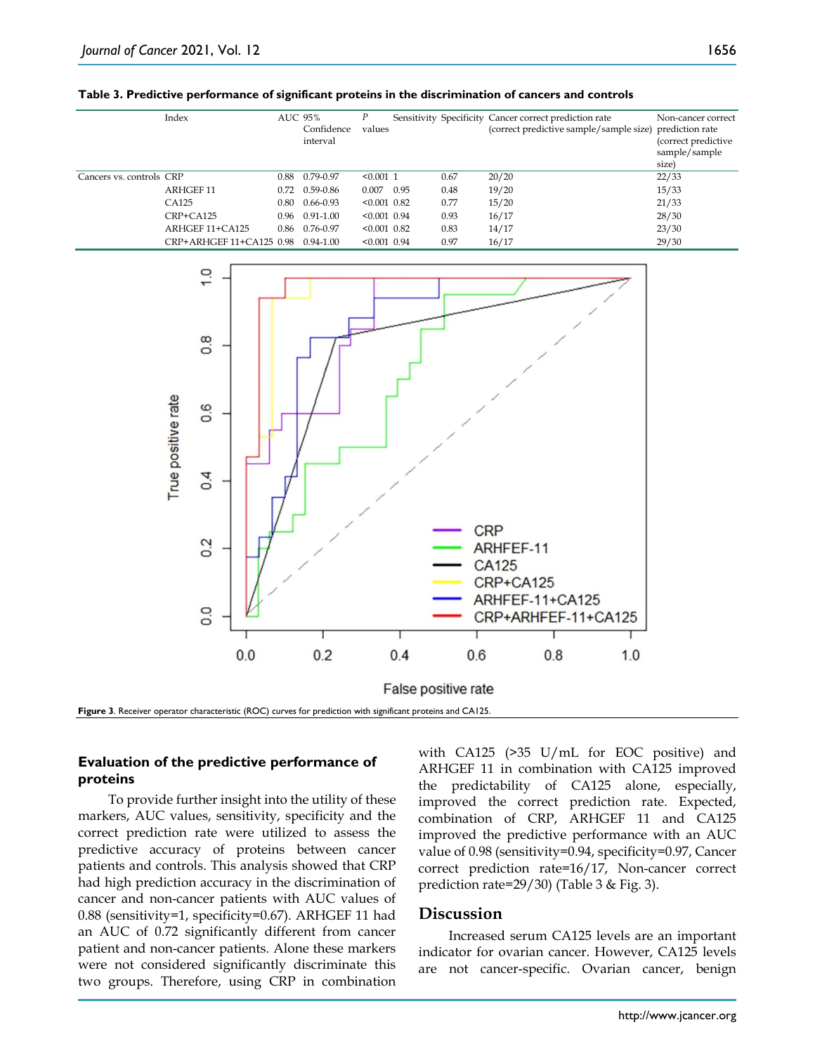**Table 3. Predictive performance of significant proteins in the discrimination of cancers and controls**

| | Index | AUC | 95% Confidence interval | *P* values | Sensitivity | Specificity | Cancer correct prediction rate (correct predictive sample/sample size) | Non-cancer correct prediction rate (correct predictive sample/sample size) |
|---|---|---|---|---|---|---|---|---|
| Cancers vs. controls | CRP | 0.88 | 0.79-0.97 | <0.001 | 1 | 0.67 | 20/20 | 22/33 |
| | ARHGEF 11 | 0.72 | 0.59-0.86 | 0.007 | 0.95 | 0.48 | 19/20 | 15/33 |
| | CA125 | 0.80 | 0.66-0.93 | <0.001 | 0.82 | 0.77 | 15/20 | 21/33 |
| | CRP+CA125 | 0.96 | 0.91-1.00 | <0.001 | 0.94 | 0.93 | 16/17 | 28/30 |
| | ARHGEF 11+CA125 | 0.86 | 0.76-0.97 | <0.001 | 0.82 | 0.83 | 14/17 | 23/30 |
| | CRP+ARHGEF 11+CA125 | 0.98 | 0.94-1.00 | <0.001 | 0.94 | 0.97 | 16/17 | 29/30 |

**Figure 3**. Receiver operator characteristic (ROC) curves for prediction with significant proteins and CA125.

### Evaluation of the predictive performance of proteins

To provide further insight into the utility of these markers, AUC values, sensitivity, specificity and the correct prediction rate were utilized to assess the predictive accuracy of proteins between cancer patients and controls. This analysis showed that CRP had high prediction accuracy in the discrimination of cancer and non-cancer patients with AUC values of 0.88 (sensitivity=1, specificity=0.67). ARHGEF 11 had an AUC of 0.72 significantly different from cancer patient and non-cancer patients. Alone these markers were not considered significantly discriminate this two groups. Therefore, using CRP in combination with CA125 (>35 U/mL for EOC positive) and ARHGEF 11 in combination with CA125 improved the predictability of CA125 alone, especially, improved the correct prediction rate. Expected, combination of CRP, ARHGEF 11 and CA125 improved the predictive performance with an AUC value of 0.98 (sensitivity=0.94, specificity=0.97, Cancer correct prediction rate=16/17, Non-cancer correct prediction rate=29/30) (Table 3 & Fig. 3).

## Discussion

Increased serum CA125 levels are an important indicator for ovarian cancer. However, CA125 levels are not cancer-specific. Ovarian cancer, benign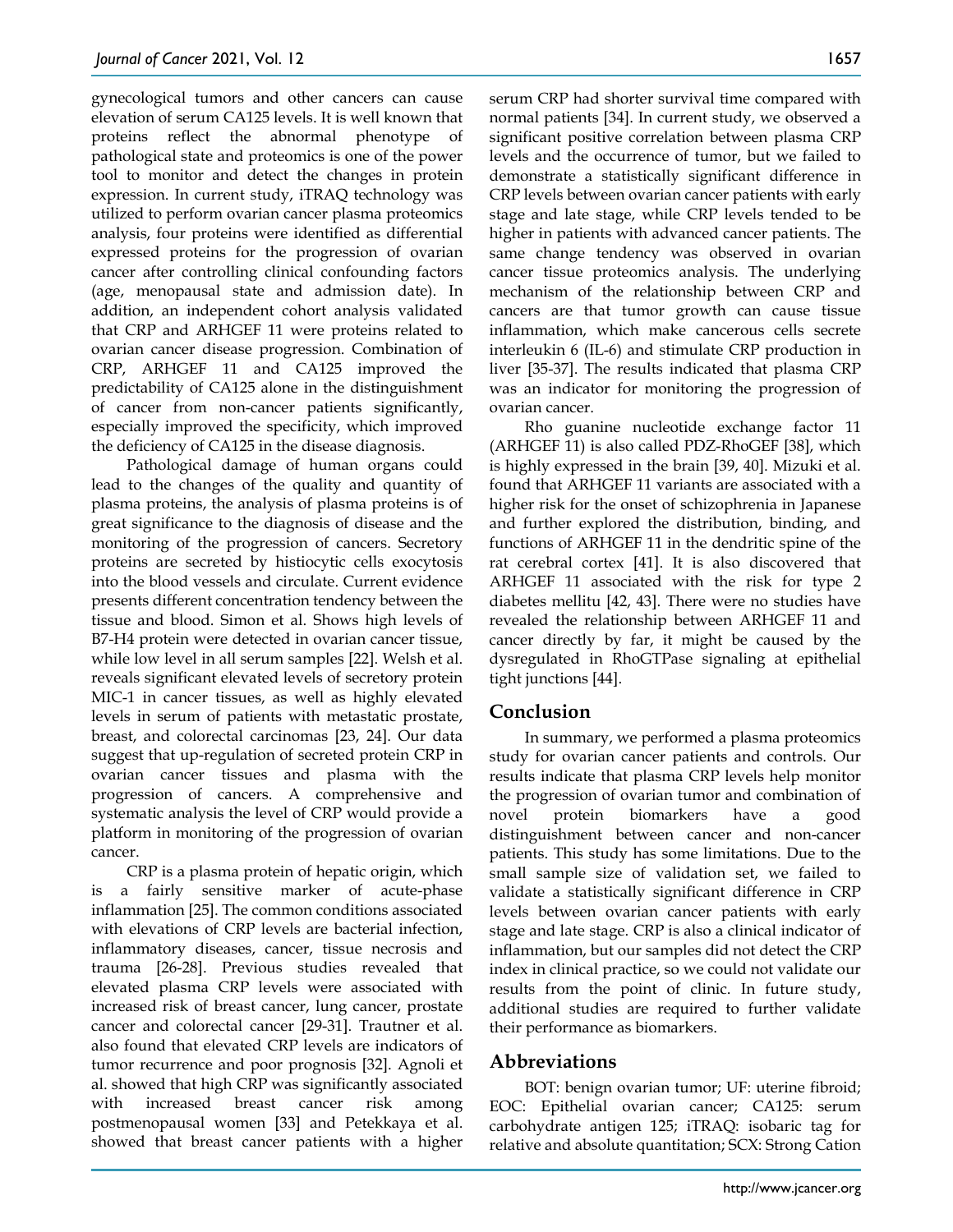gynecological tumors and other cancers can cause elevation of serum CA125 levels. It is well known that proteins reflect the abnormal phenotype of pathological state and proteomics is one of the power tool to monitor and detect the changes in protein expression. In current study, iTRAQ technology was utilized to perform ovarian cancer plasma proteomics analysis, four proteins were identified as differential expressed proteins for the progression of ovarian cancer after controlling clinical confounding factors (age, menopausal state and admission date). In addition, an independent cohort analysis validated that CRP and ARHGEF 11 were proteins related to ovarian cancer disease progression. Combination of CRP, ARHGEF 11 and CA125 improved the predictability of CA125 alone in the distinguishment of cancer from non-cancer patients significantly, especially improved the specificity, which improved the deficiency of CA125 in the disease diagnosis.

Pathological damage of human organs could lead to the changes of the quality and quantity of plasma proteins, the analysis of plasma proteins is of great significance to the diagnosis of disease and the monitoring of the progression of cancers. Secretory proteins are secreted by histiocytic cells exocytosis into the blood vessels and circulate. Current evidence presents different concentration tendency between the tissue and blood. Simon et al. Shows high levels of B7-H4 protein were detected in ovarian cancer tissue, while low level in all serum samples [22]. Welsh et al. reveals significant elevated levels of secretory protein MIC-1 in cancer tissues, as well as highly elevated levels in serum of patients with metastatic prostate, breast, and colorectal carcinomas [23, 24]. Our data suggest that up-regulation of secreted protein CRP in ovarian cancer tissues and plasma with the progression of cancers. A comprehensive and systematic analysis the level of CRP would provide a platform in monitoring of the progression of ovarian cancer.

CRP is a plasma protein of hepatic origin, which is a fairly sensitive marker of acute-phase inflammation [25]. The common conditions associated with elevations of CRP levels are bacterial infection, inflammatory diseases, cancer, tissue necrosis and trauma [26-28]. Previous studies revealed that elevated plasma CRP levels were associated with increased risk of breast cancer, lung cancer, prostate cancer and colorectal cancer [29-31]. Trautner et al. also found that elevated CRP levels are indicators of tumor recurrence and poor prognosis [32]. Agnoli et al. showed that high CRP was significantly associated with increased breast cancer risk among postmenopausal women [33] and Petekkaya et al. showed that breast cancer patients with a higher serum CRP had shorter survival time compared with normal patients [34]. In current study, we observed a significant positive correlation between plasma CRP levels and the occurrence of tumor, but we failed to demonstrate a statistically significant difference in CRP levels between ovarian cancer patients with early stage and late stage, while CRP levels tended to be higher in patients with advanced cancer patients. The same change tendency was observed in ovarian cancer tissue proteomics analysis. The underlying mechanism of the relationship between CRP and cancers are that tumor growth can cause tissue inflammation, which make cancerous cells secrete interleukin 6 (IL-6) and stimulate CRP production in liver [35-37]. The results indicated that plasma CRP was an indicator for monitoring the progression of ovarian cancer.

Rho guanine nucleotide exchange factor 11 (ARHGEF 11) is also called PDZ-RhoGEF [38], which is highly expressed in the brain [39, 40]. Mizuki et al. found that ARHGEF 11 variants are associated with a higher risk for the onset of schizophrenia in Japanese and further explored the distribution, binding, and functions of ARHGEF 11 in the dendritic spine of the rat cerebral cortex [41]. It is also discovered that ARHGEF 11 associated with the risk for type 2 diabetes mellitu [42, 43]. There were no studies have revealed the relationship between ARHGEF 11 and cancer directly by far, it might be caused by the dysregulated in RhoGTPase signaling at epithelial tight junctions [44].

## Conclusion

In summary, we performed a plasma proteomics study for ovarian cancer patients and controls. Our results indicate that plasma CRP levels help monitor the progression of ovarian tumor and combination of novel protein biomarkers have a good distinguishment between cancer and non-cancer patients. This study has some limitations. Due to the small sample size of validation set, we failed to validate a statistically significant difference in CRP levels between ovarian cancer patients with early stage and late stage. CRP is also a clinical indicator of inflammation, but our samples did not detect the CRP index in clinical practice, so we could not validate our results from the point of clinic. In future study, additional studies are required to further validate their performance as biomarkers.

## Abbreviations

BOT: benign ovarian tumor; UF: uterine fibroid; EOC: Epithelial ovarian cancer; CA125: serum carbohydrate antigen 125; iTRAQ: isobaric tag for relative and absolute quantitation; SCX: Strong Cation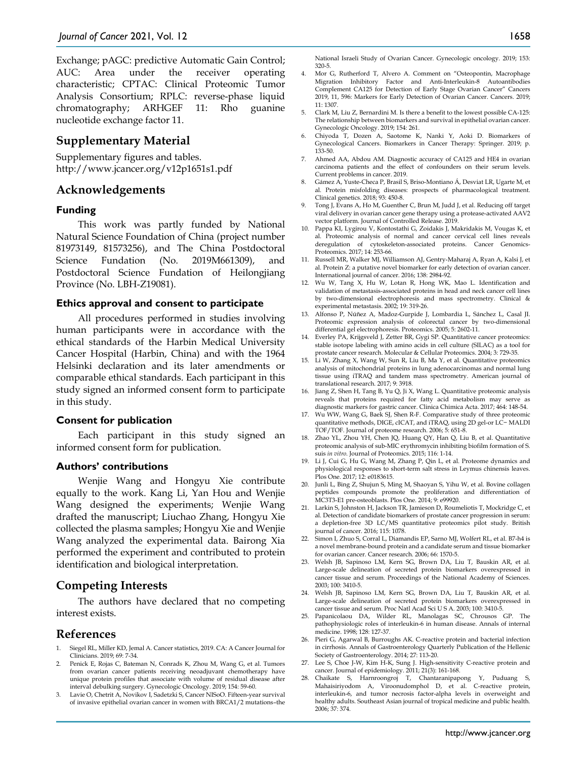Exchange; pAGC: predictive Automatic Gain Control; AUC: Area under the receiver operating characteristic; CPTAC: Clinical Proteomic Tumor Analysis Consortium; RPLC: reverse-phase liquid chromatography; ARHGEF 11: Rho guanine nucleotide exchange factor 11.

## Supplementary Material

Supplementary figures and tables. http://www.jcancer.org/v12p1651s1.pdf

## Acknowledgements

### Funding

This work was partly funded by National Natural Science Foundation of China (project number 81973149, 81573256), and The China Postdoctoral Science Fundation (No. 2019M661309), and Postdoctoral Science Fundation of Heilongjiang Province (No. LBH-Z19081).

### Ethics approval and consent to participate

All procedures performed in studies involving human participants were in accordance with the ethical standards of the Harbin Medical University Cancer Hospital (Harbin, China) and with the 1964 Helsinki declaration and its later amendments or comparable ethical standards. Each participant in this study signed an informed consent form to participate in this study.

### Consent for publication

Each participant in this study signed an informed consent form for publication.

### Authors' contributions

Wenjie Wang and Hongyu Xie contribute equally to the work. Kang Li, Yan Hou and Wenjie Wang designed the experiments; Wenjie Wang drafted the manuscript; Liuchao Zhang, Hongyu Xie collected the plasma samples; Hongyu Xie and Wenjie Wang analyzed the experimental data. Bairong Xia performed the experiment and contributed to protein identification and biological interpretation.

## Competing Interests

The authors have declared that no competing interest exists.

## References

1. Siegel RL, Miller KD, Jemal A. Cancer statistics, 2019. CA: A Cancer Journal for Clinicians. 2019; 69: 7-34.
2. Penick E, Rojas C, Bateman N, Conrads K, Zhou M, Wang G, et al. Tumors from ovarian cancer patients receiving neoadjuvant chemotherapy have unique protein profiles that associate with volume of residual disease after interval debulking surgery. Gynecologic Oncology. 2019; 154: 59-60.
3. Lavie O, Chetrit A, Novikov I, Sadetzki S, Cancer NISoO. Fifteen-year survival of invasive epithelial ovarian cancer in women with BRCA1/2 mutations–the National Israeli Study of Ovarian Cancer. Gynecologic oncology. 2019; 153: 320-5.
4. Mor G, Rutherford T, Alvero A. Comment on "Osteopontin, Macrophage Migration Inhibitory Factor and Anti-Interleukin-8 Autoantibodies Complement CA125 for Detection of Early Stage Ovarian Cancer" Cancers 2019, 11, 596: Markers for Early Detection of Ovarian Cancer. Cancers. 2019; 11: 1307.
5. Clark M, Liu Z, Bernardini M. Is there a benefit to the lowest possible CA-125: The relationship between biomarkers and survival in epithelial ovarian cancer. Gynecologic Oncology. 2019; 154: 261.
6. Chiyoda T, Dozen A, Saotome K, Nanki Y, Aoki D. Biomarkers of Gynecological Cancers. Biomarkers in Cancer Therapy: Springer. 2019; p. 133-50.
7. Ahmed AA, Abdou AM. Diagnostic accuracy of CA125 and HE4 in ovarian carcinoma patients and the effect of confounders on their serum levels. Current problems in cancer. 2019.
8. Gámez A, Yuste-Checa P, Brasil S, Briso-Montiano Á, Desviat LR, Ugarte M, et al. Protein misfolding diseases: prospects of pharmacological treatment. Clinical genetics. 2018; 93: 450-8.
9. Tong J, Evans A, Ho M, Guenther C, Brun M, Judd J, et al. Reducing off target viral delivery in ovarian cancer gene therapy using a protease-activated AAV2 vector platform. Journal of Controlled Release. 2019.
10. Pappa KI, Lygirou V, Kontostathi G, Zoidakis J, Makridakis M, Vougas K, et al. Proteomic analysis of normal and cancer cervical cell lines reveals deregulation of cytoskeleton-associated proteins. Cancer Genomics-Proteomics. 2017; 14: 253-66.
11. Russell MR, Walker MJ, Williamson AJ, Gentry-Maharaj A, Ryan A, Kalsi J, et al. Protein Z: a putative novel biomarker for early detection of ovarian cancer. International journal of cancer. 2016; 138: 2984-92.
12. Wu W, Tang X, Hu W, Lotan R, Hong WK, Mao L. Identification and validation of metastasis-associated proteins in head and neck cancer cell lines by two-dimensional electrophoresis and mass spectrometry. Clinical & experimental metastasis. 2002; 19: 319-26.
13. Alfonso P, Núñez A, Madoz-Gurpide J, Lombardia L, Sánchez A, Casal JI. Proteomic expression analysis of colorectal cancer by two-dimensional differential gel electrophoresis. Proteomics. 2005; 5: 2602-11.
14. Everley PA, Krijgsveld J, Zetter BR, Gygi SP. Quantitative cancer proteomics: stable isotope labeling with amino acids in cell culture (SILAC) as a tool for prostate cancer research. Molecular & Cellular Proteomics. 2004; 3: 729-35.
15. Li W, Zhang X, Wang W, Sun R, Liu B, Ma Y, et al. Quantitative proteomics analysis of mitochondrial proteins in lung adenocarcinomas and normal lung tissue using iTRAQ and tandem mass spectrometry. American journal of translational research. 2017; 9: 3918.
16. Jiang Z, Shen H, Tang B, Yu Q, Ji X, Wang L. Quantitative proteomic analysis reveals that proteins required for fatty acid metabolism may serve as diagnostic markers for gastric cancer. Clinica Chimica Acta. 2017; 464: 148-54.
17. Wu WW, Wang G, Baek SJ, Shen R-F. Comparative study of three proteomic quantitative methods, DIGE, cICAT, and iTRAQ, using 2D gel-or LC− MALDI TOF/TOF. Journal of proteome research. 2006; 5: 651-8.
18. Zhao YL, Zhou YH, Chen JQ, Huang QY, Han Q, Liu B, et al. Quantitative proteomic analysis of sub-MIC erythromycin inhibiting biofilm formation of S. suis *in vitro*. Journal of Proteomics. 2015; 116: 1-14.
19. Li J, Cui G, Hu G, Wang M, Zhang P, Qin L, et al. Proteome dynamics and physiological responses to short-term salt stress in Leymus chinensis leaves. Plos One. 2017; 12: e0183615.
20. Junli L, Bing Z, Shujun S, Ming M, Shaoyan S, Yihu W, et al. Bovine collagen peptides compounds promote the proliferation and differentiation of MC3T3-E1 pre-osteoblasts. Plos One. 2014; 9: e99920.
21. Larkin S, Johnston H, Jackson TR, Jamieson D, Roumeliotis T, Mockridge C, et al. Detection of candidate biomarkers of prostate cancer progression in serum: a depletion-free 3D LC/MS quantitative proteomics pilot study. British journal of cancer. 2016; 115: 1078.
22. Simon I, Zhuo S, Corral L, Diamandis EP, Sarno MJ, Wolfert RL, et al. B7-h4 is a novel membrane-bound protein and a candidate serum and tissue biomarker for ovarian cancer. Cancer research. 2006; 66: 1570-5.
23. Welsh JB, Sapinoso LM, Kern SG, Brown DA, Liu T, Bauskin AR, et al. Large-scale delineation of secreted protein biomarkers overexpressed in cancer tissue and serum. Proceedings of the National Academy of Sciences. 2003; 100: 3410-5.
24. Welsh JB, Sapinoso LM, Kern SG, Brown DA, Liu T, Bauskin AR, et al. Large-scale delineation of secreted protein biomarkers overexpressed in cancer tissue and serum. Proc Natl Acad Sci U S A. 2003; 100: 3410-5.
25. Papanicolaou DA, Wilder RL, Manolagas SC, Chrousos GP. The pathophysiologic roles of interleukin-6 in human disease. Annals of internal medicine. 1998; 128: 127-37.
26. Pieri G, Agarwal B, Burroughs AK. C-reactive protein and bacterial infection in cirrhosis. Annals of Gastroenterology Quarterly Publication of the Hellenic Society of Gastroenterology. 2014; 27: 113-20.
27. Lee S, Choe J-W, Kim H-K, Sung J. High-sensitivity C-reactive protein and cancer. Journal of epidemiology. 2011; 21(3): 161-168.
28. Chaikate S, Harnroongroj T, Chantaranipapong Y, Puduang S, Mahaisiriyodom A, Viroonudomphol D, et al. C-reactive protein, interleukin-6, and tumor necrosis factor-alpha levels in overweight and healthy adults. Southeast Asian journal of tropical medicine and public health. 2006; 37: 374.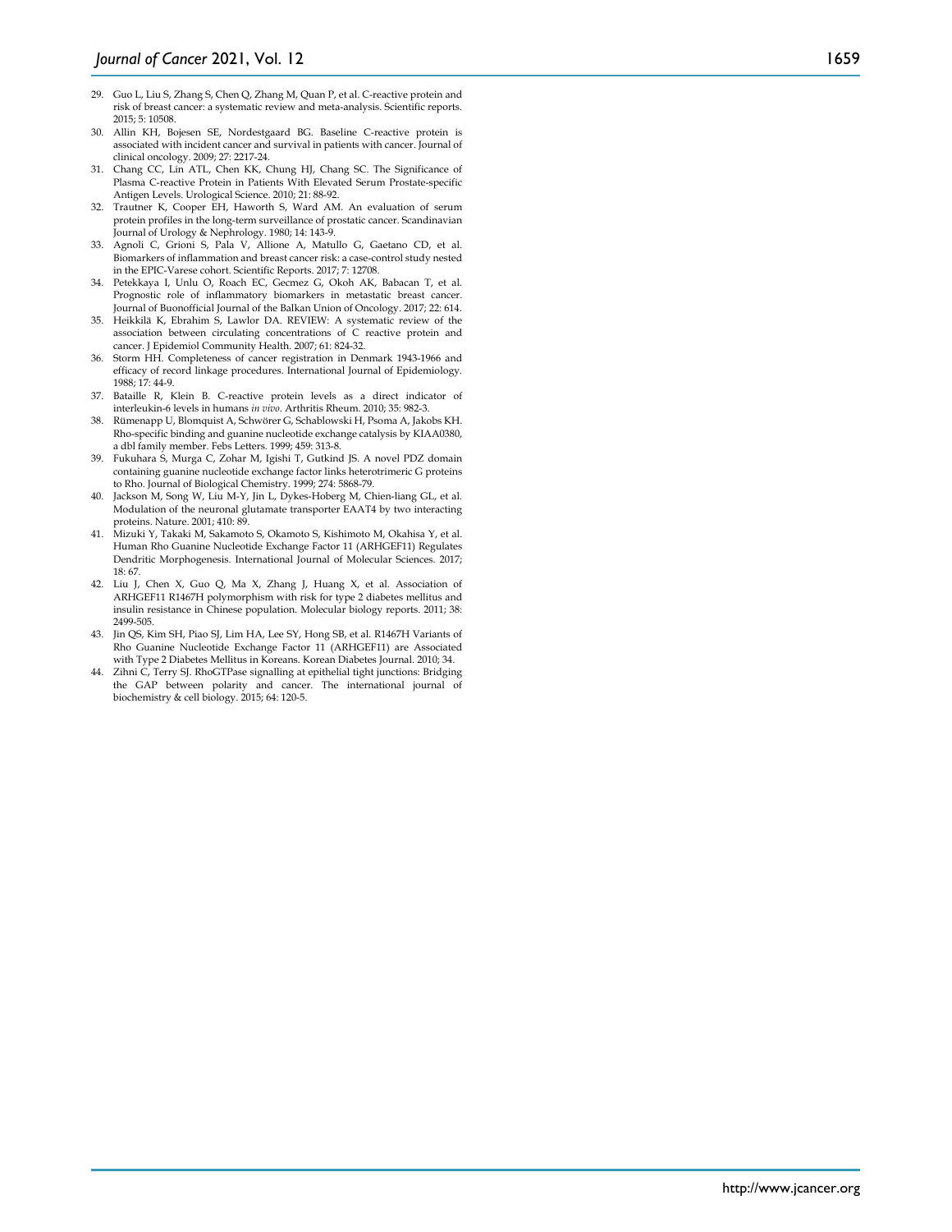29. Guo L, Liu S, Zhang S, Chen Q, Zhang M, Quan P, et al. C-reactive protein and risk of breast cancer: a systematic review and meta-analysis. Scientific reports. 2015; 5: 10508.
30. Allin KH, Bojesen SE, Nordestgaard BG. Baseline C-reactive protein is associated with incident cancer and survival in patients with cancer. Journal of clinical oncology. 2009; 27: 2217-24.
31. Chang CC, Lin ATL, Chen KK, Chung HJ, Chang SC. The Significance of Plasma C-reactive Protein in Patients With Elevated Serum Prostate-specific Antigen Levels. Urological Science. 2010; 21: 88-92.
32. Trautner K, Cooper EH, Haworth S, Ward AM. An evaluation of serum protein profiles in the long-term surveillance of prostatic cancer. Scandinavian Journal of Urology & Nephrology. 1980; 14: 143-9.
33. Agnoli C, Grioni S, Pala V, Allione A, Matullo G, Gaetano CD, et al. Biomarkers of inflammation and breast cancer risk: a case-control study nested in the EPIC-Varese cohort. Scientific Reports. 2017; 7: 12708.
34. Petekkaya I, Unlu O, Roach EC, Gecmez G, Okoh AK, Babacan T, et al. Prognostic role of inflammatory biomarkers in metastatic breast cancer. Journal of Buonofficial Journal of the Balkan Union of Oncology. 2017; 22: 614.
35. Heikkilä K, Ebrahim S, Lawlor DA. REVIEW: A systematic review of the association between circulating concentrations of C reactive protein and cancer. J Epidemiol Community Health. 2007; 61: 824-32.
36. Storm HH. Completeness of cancer registration in Denmark 1943-1966 and efficacy of record linkage procedures. International Journal of Epidemiology. 1988; 17: 44-9.
37. Bataille R, Klein B. C-reactive protein levels as a direct indicator of interleukin-6 levels in humans *in vivo*. Arthritis Rheum. 2010; 35: 982-3.
38. Rümenapp U, Blomquist A, Schwörer G, Schablowski H, Psoma A, Jakobs KH. Rho-specific binding and guanine nucleotide exchange catalysis by KIAA0380, a dbl family member. Febs Letters. 1999; 459: 313-8.
39. Fukuhara S, Murga C, Zohar M, Igishi T, Gutkind JS. A novel PDZ domain containing guanine nucleotide exchange factor links heterotrimeric G proteins to Rho. Journal of Biological Chemistry. 1999; 274: 5868-79.
40. Jackson M, Song W, Liu M-Y, Jin L, Dykes-Hoberg M, Chien-liang GL, et al. Modulation of the neuronal glutamate transporter EAAT4 by two interacting proteins. Nature. 2001; 410: 89.
41. Mizuki Y, Takaki M, Sakamoto S, Okamoto S, Kishimoto M, Okahisa Y, et al. Human Rho Guanine Nucleotide Exchange Factor 11 (ARHGEF11) Regulates Dendritic Morphogenesis. International Journal of Molecular Sciences. 2017; 18: 67.
42. Liu J, Chen X, Guo Q, Ma X, Zhang J, Huang X, et al. Association of ARHGEF11 R1467H polymorphism with risk for type 2 diabetes mellitus and insulin resistance in Chinese population. Molecular biology reports. 2011; 38: 2499-505.
43. Jin QS, Kim SH, Piao SJ, Lim HA, Lee SY, Hong SB, et al. R1467H Variants of Rho Guanine Nucleotide Exchange Factor 11 (ARHGEF11) are Associated with Type 2 Diabetes Mellitus in Koreans. Korean Diabetes Journal. 2010; 34.
44. Zihni C, Terry SJ. RhoGTPase signalling at epithelial tight junctions: Bridging the GAP between polarity and cancer. The international journal of biochemistry & cell biology. 2015; 64: 120-5.